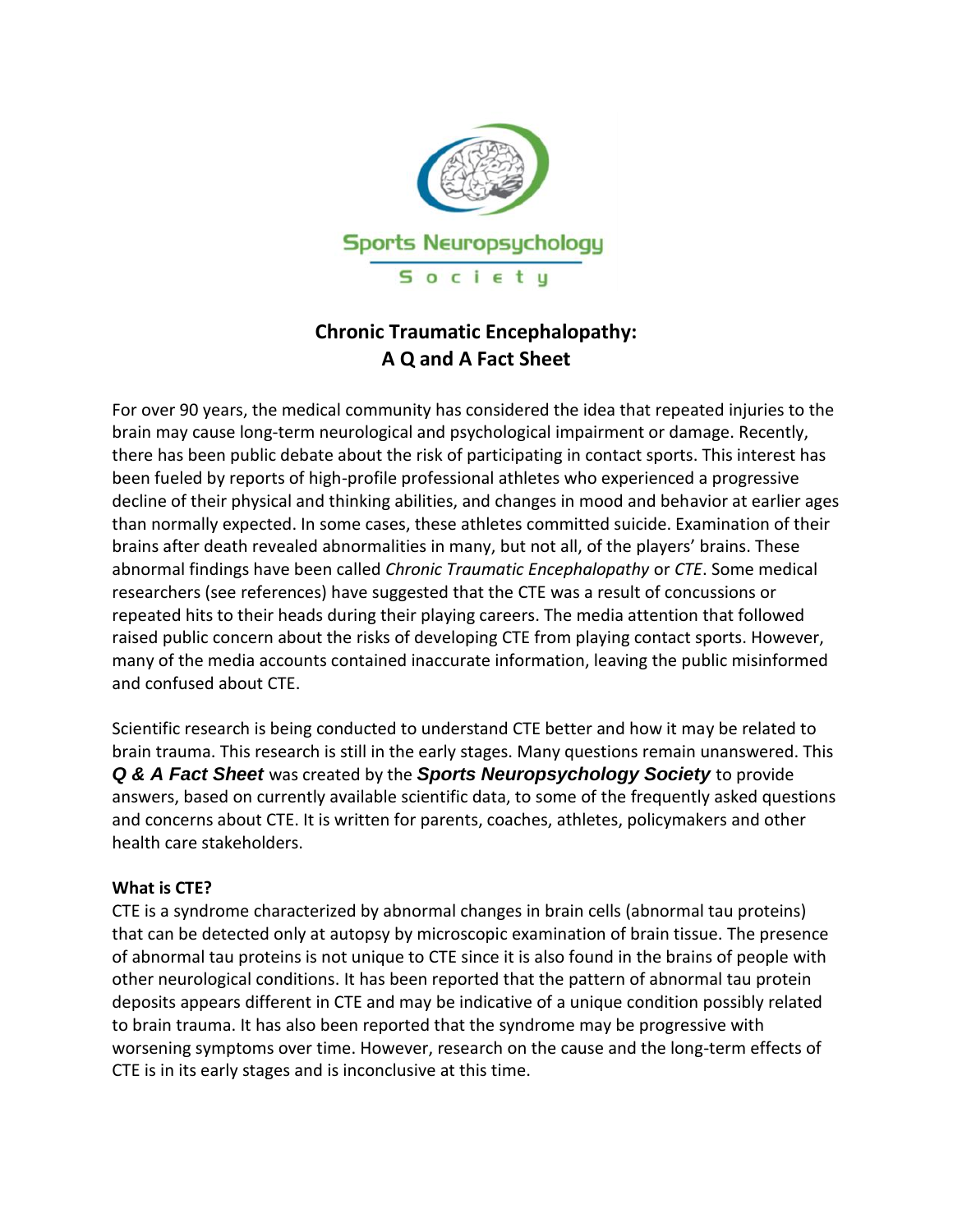Sports Neuropsychology

Society

# Chronic Traumatic Encephalopathy: A Q and A Fact Sheet

For over 90 years, the medical community has considered the idea that repeated injuries to the brain may cause long-term neurological and psychological impairment or damage. Recently, there has been public debate about the risk of participating in contact sports. This interest has been fueled by reports of high-profile professional athletes who experienced a progressive decline of their physical and thinking abilities, and changes in mood and behavior at earlier ages than normally expected. In some cases, these athletes committed suicide. Examination of their brains after death revealed abnormalities in many, but not all, of the players' brains. These abnormal findings have been called *Chronic Traumatic Encephalopathy* or *CTE*. Some medical researchers (see references) have suggested that the CTE was a result of concussions or repeated hits to their heads during their playing careers. The media attention that followed raised public concern about the risks of developing CTE from playing contact sports. However, many of the media accounts contained inaccurate information, leaving the public misinformed and confused about CTE.

Scientific research is being conducted to understand CTE better and how it may be related to brain trauma. This research is still in the early stages. Many questions remain unanswered. This ***Q & A Fact Sheet*** was created by the ***Sports Neuropsychology Society*** to provide answers, based on currently available scientific data, to some of the frequently asked questions and concerns about CTE. It is written for parents, coaches, athletes, policymakers and other health care stakeholders.

**What is CTE?**

CTE is a syndrome characterized by abnormal changes in brain cells (abnormal tau proteins) that can be detected only at autopsy by microscopic examination of brain tissue. The presence of abnormal tau proteins is not unique to CTE since it is also found in the brains of people with other neurological conditions. It has been reported that the pattern of abnormal tau protein deposits appears different in CTE and may be indicative of a unique condition possibly related to brain trauma. It has also been reported that the syndrome may be progressive with worsening symptoms over time. However, research on the cause and the long-term effects of CTE is in its early stages and is inconclusive at this time.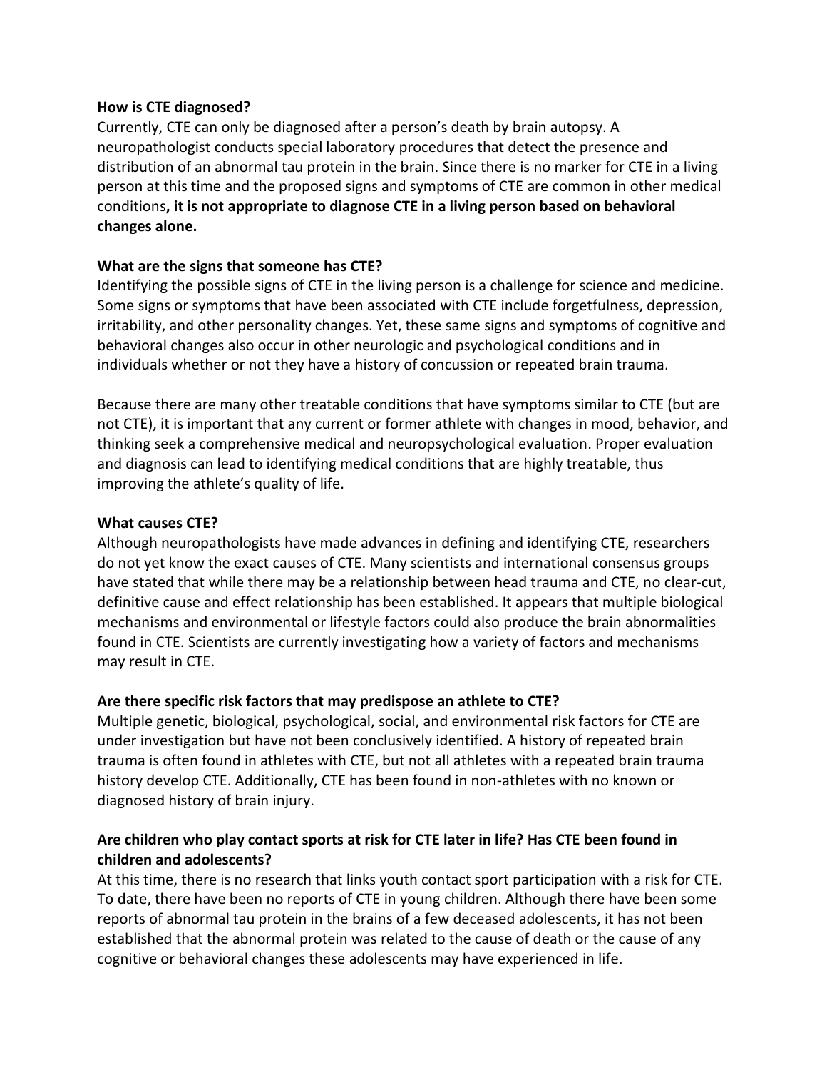**How is CTE diagnosed?**

Currently, CTE can only be diagnosed after a person's death by brain autopsy. A neuropathologist conducts special laboratory procedures that detect the presence and distribution of an abnormal tau protein in the brain. Since there is no marker for CTE in a living person at this time and the proposed signs and symptoms of CTE are common in other medical conditions**, it is not appropriate to diagnose CTE in a living person based on behavioral changes alone.**

**What are the signs that someone has CTE?**

Identifying the possible signs of CTE in the living person is a challenge for science and medicine. Some signs or symptoms that have been associated with CTE include forgetfulness, depression, irritability, and other personality changes. Yet, these same signs and symptoms of cognitive and behavioral changes also occur in other neurologic and psychological conditions and in individuals whether or not they have a history of concussion or repeated brain trauma.

Because there are many other treatable conditions that have symptoms similar to CTE (but are not CTE), it is important that any current or former athlete with changes in mood, behavior, and thinking seek a comprehensive medical and neuropsychological evaluation. Proper evaluation and diagnosis can lead to identifying medical conditions that are highly treatable, thus improving the athlete's quality of life.

**What causes CTE?**

Although neuropathologists have made advances in defining and identifying CTE, researchers do not yet know the exact causes of CTE. Many scientists and international consensus groups have stated that while there may be a relationship between head trauma and CTE, no clear-cut, definitive cause and effect relationship has been established. It appears that multiple biological mechanisms and environmental or lifestyle factors could also produce the brain abnormalities found in CTE. Scientists are currently investigating how a variety of factors and mechanisms may result in CTE.

**Are there specific risk factors that may predispose an athlete to CTE?**

Multiple genetic, biological, psychological, social, and environmental risk factors for CTE are under investigation but have not been conclusively identified. A history of repeated brain trauma is often found in athletes with CTE, but not all athletes with a repeated brain trauma history develop CTE. Additionally, CTE has been found in non-athletes with no known or diagnosed history of brain injury.

**Are children who play contact sports at risk for CTE later in life? Has CTE been found in children and adolescents?**

At this time, there is no research that links youth contact sport participation with a risk for CTE. To date, there have been no reports of CTE in young children. Although there have been some reports of abnormal tau protein in the brains of a few deceased adolescents, it has not been established that the abnormal protein was related to the cause of death or the cause of any cognitive or behavioral changes these adolescents may have experienced in life.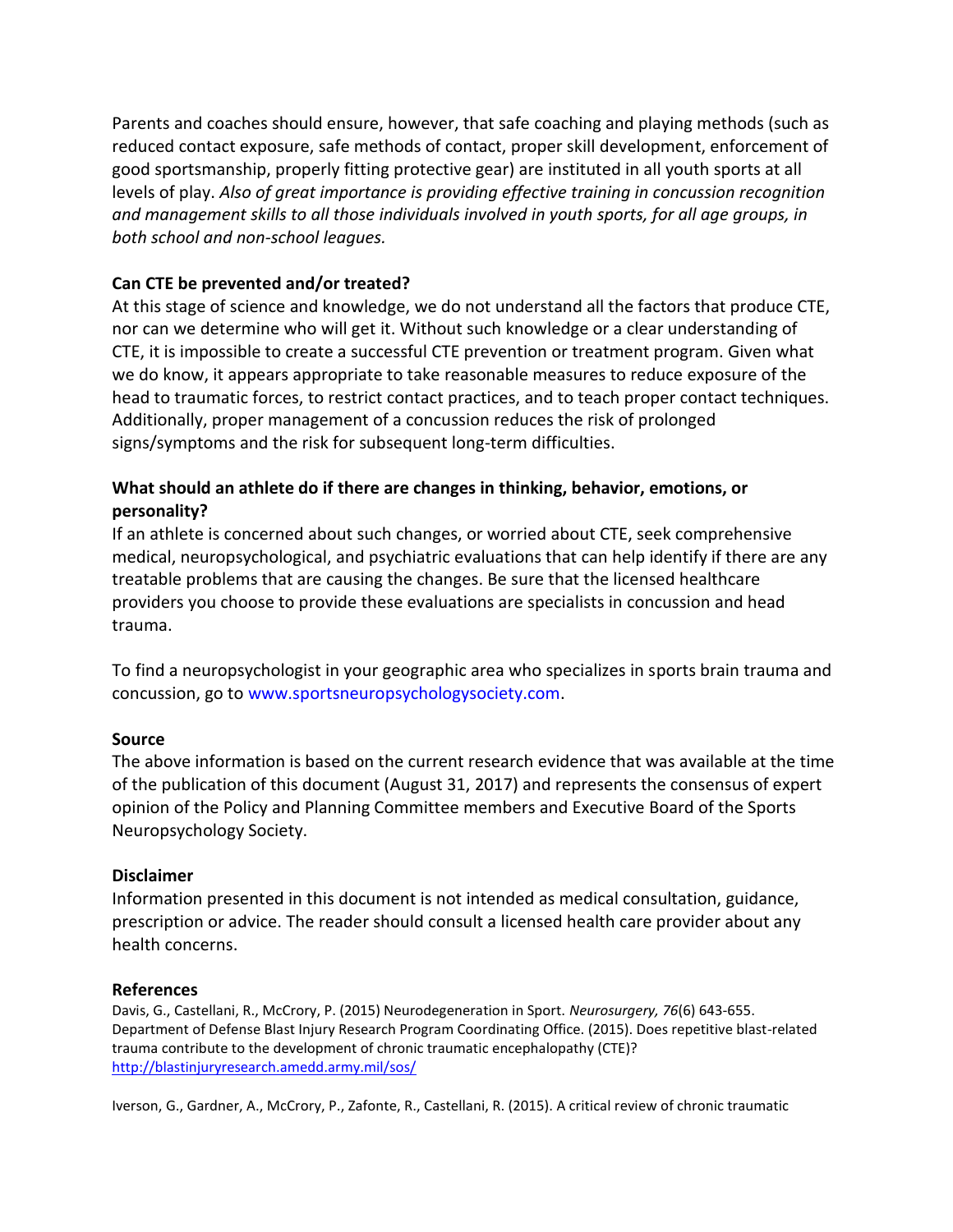Parents and coaches should ensure, however, that safe coaching and playing methods (such as reduced contact exposure, safe methods of contact, proper skill development, enforcement of good sportsmanship, properly fitting protective gear) are instituted in all youth sports at all levels of play. *Also of great importance is providing effective training in concussion recognition and management skills to all those individuals involved in youth sports, for all age groups, in both school and non-school leagues.*

**Can CTE be prevented and/or treated?**

At this stage of science and knowledge, we do not understand all the factors that produce CTE, nor can we determine who will get it. Without such knowledge or a clear understanding of CTE, it is impossible to create a successful CTE prevention or treatment program. Given what we do know, it appears appropriate to take reasonable measures to reduce exposure of the head to traumatic forces, to restrict contact practices, and to teach proper contact techniques. Additionally, proper management of a concussion reduces the risk of prolonged signs/symptoms and the risk for subsequent long-term difficulties.

**What should an athlete do if there are changes in thinking, behavior, emotions, or personality?**

If an athlete is concerned about such changes, or worried about CTE, seek comprehensive medical, neuropsychological, and psychiatric evaluations that can help identify if there are any treatable problems that are causing the changes. Be sure that the licensed healthcare providers you choose to provide these evaluations are specialists in concussion and head trauma.

To find a neuropsychologist in your geographic area who specializes in sports brain trauma and concussion, go to www.sportsneuropsychologysociety.com.

**Source**

The above information is based on the current research evidence that was available at the time of the publication of this document (August 31, 2017) and represents the consensus of expert opinion of the Policy and Planning Committee members and Executive Board of the Sports Neuropsychology Society.

**Disclaimer**

Information presented in this document is not intended as medical consultation, guidance, prescription or advice. The reader should consult a licensed health care provider about any health concerns.

**References**

Davis, G., Castellani, R., McCrory, P. (2015) Neurodegeneration in Sport. *Neurosurgery, 76*(6) 643-655.
Department of Defense Blast Injury Research Program Coordinating Office. (2015). Does repetitive blast-related trauma contribute to the development of chronic traumatic encephalopathy (CTE)? http://blastinjuryresearch.amedd.army.mil/sos/

Iverson, G., Gardner, A., McCrory, P., Zafonte, R., Castellani, R. (2015). A critical review of chronic traumatic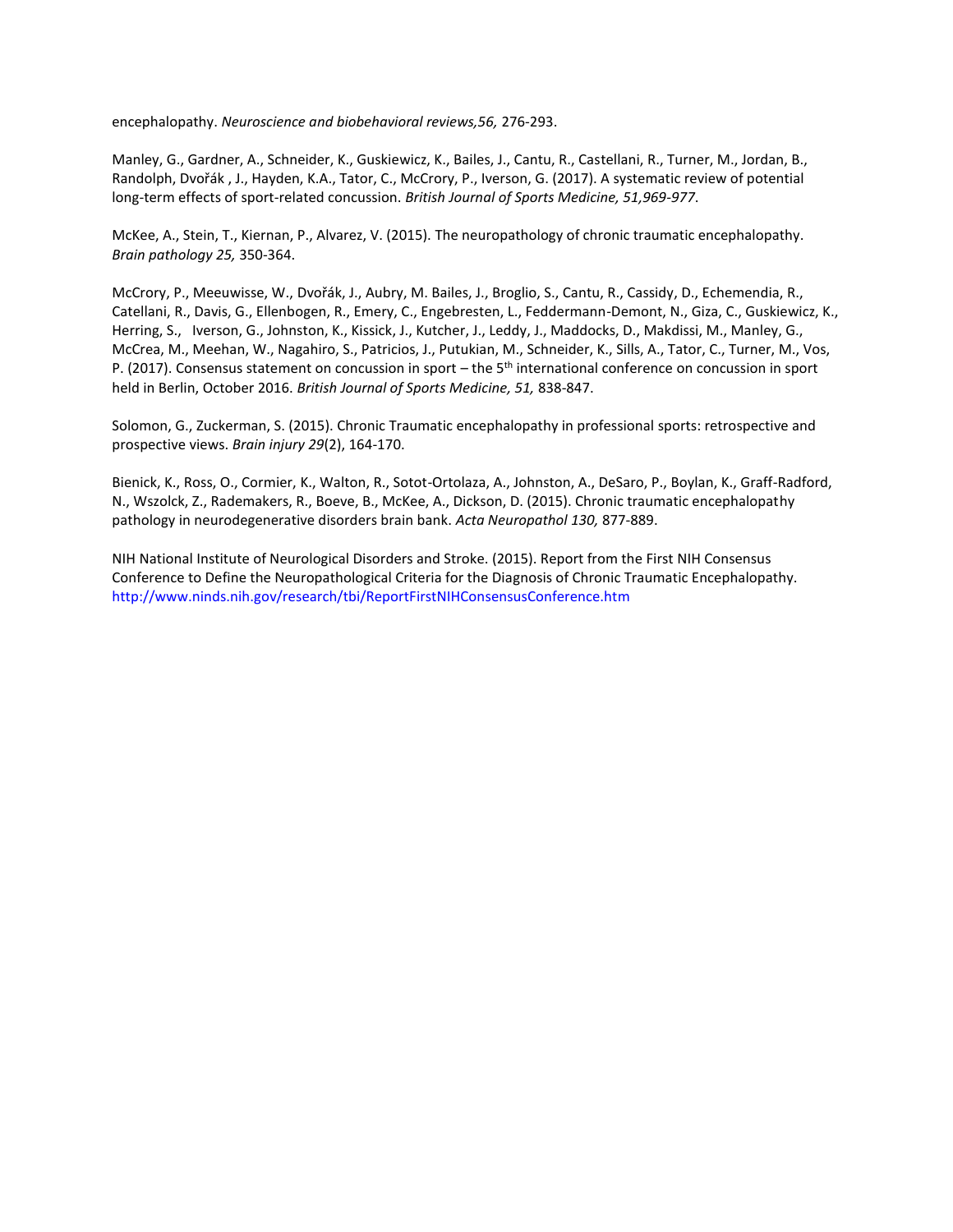encephalopathy. *Neuroscience and biobehavioral reviews,56,* 276-293.

Manley, G., Gardner, A., Schneider, K., Guskiewicz, K., Bailes, J., Cantu, R., Castellani, R., Turner, M., Jordan, B., Randolph, Dvořák , J., Hayden, K.A., Tator, C., McCrory, P., Iverson, G. (2017). A systematic review of potential long-term effects of sport-related concussion. *British Journal of Sports Medicine, 51,969-977*.

McKee, A., Stein, T., Kiernan, P., Alvarez, V. (2015). The neuropathology of chronic traumatic encephalopathy. *Brain pathology 25,* 350-364.

McCrory, P., Meeuwisse, W., Dvořák, J., Aubry, M. Bailes, J., Broglio, S., Cantu, R., Cassidy, D., Echemendia, R., Catellani, R., Davis, G., Ellenbogen, R., Emery, C., Engebresten, L., Feddermann-Demont, N., Giza, C., Guskiewicz, K., Herring, S., Iverson, G., Johnston, K., Kissick, J., Kutcher, J., Leddy, J., Maddocks, D., Makdissi, M., Manley, G., McCrea, M., Meehan, W., Nagahiro, S., Patricios, J., Putukian, M., Schneider, K., Sills, A., Tator, C., Turner, M., Vos, P. (2017). Consensus statement on concussion in sport – the 5th international conference on concussion in sport held in Berlin, October 2016. *British Journal of Sports Medicine, 51,* 838-847.

Solomon, G., Zuckerman, S. (2015). Chronic Traumatic encephalopathy in professional sports: retrospective and prospective views. *Brain injury 29*(2), 164-170.

Bienick, K., Ross, O., Cormier, K., Walton, R., Sotot-Ortolaza, A., Johnston, A., DeSaro, P., Boylan, K., Graff-Radford, N., Wszolck, Z., Rademakers, R., Boeve, B., McKee, A., Dickson, D. (2015). Chronic traumatic encephalopathy pathology in neurodegenerative disorders brain bank. *Acta Neuropathol 130,* 877-889.

NIH National Institute of Neurological Disorders and Stroke. (2015). Report from the First NIH Consensus Conference to Define the Neuropathological Criteria for the Diagnosis of Chronic Traumatic Encephalopathy. http://www.ninds.nih.gov/research/tbi/ReportFirstNIHConsensusConference.htm